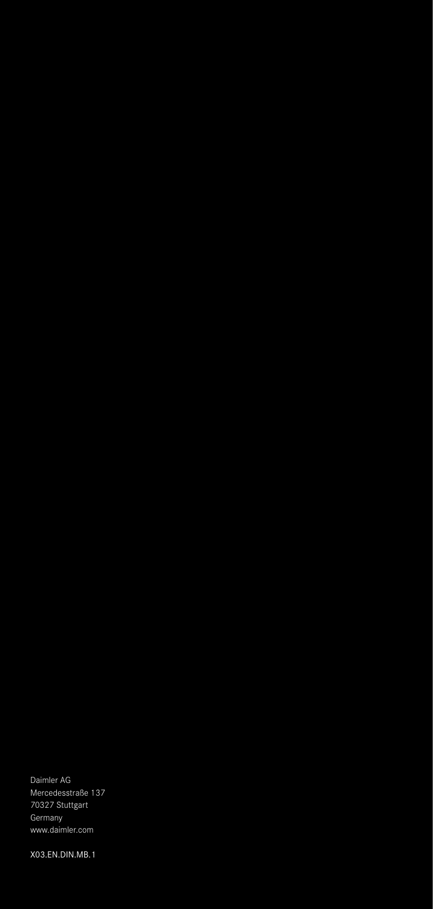Daimler AG
Mercedesstraße 137
70327 Stuttgart
Germany
www.daimler.com

X03.EN.DIN.MB.1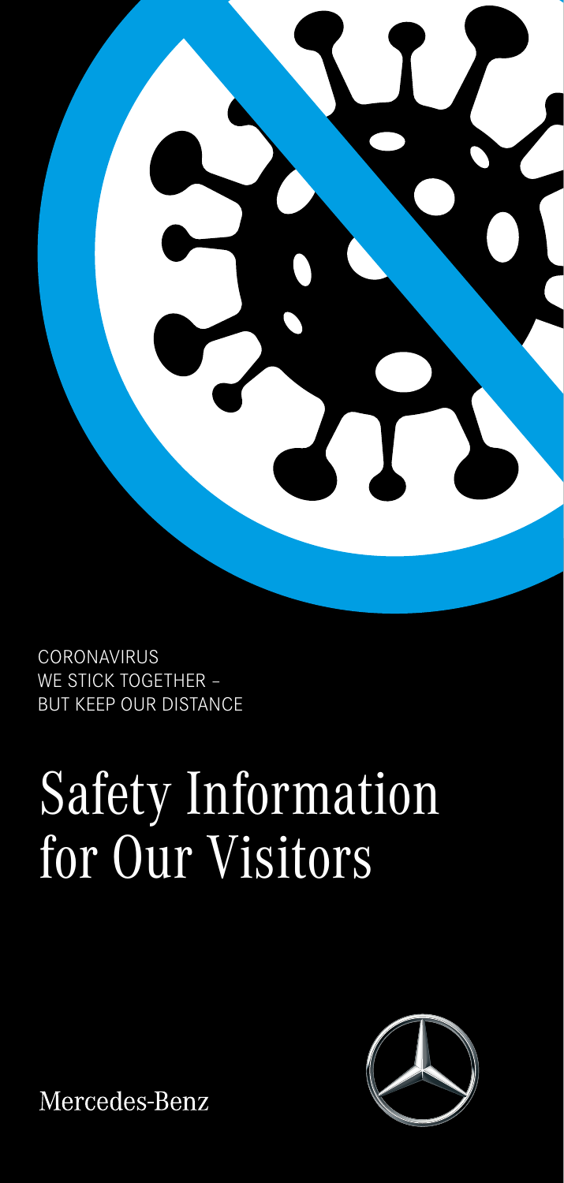CORONAVIRUS
WE STICK TOGETHER –
BUT KEEP OUR DISTANCE

# Safety Information for Our Visitors

Mercedes-Benz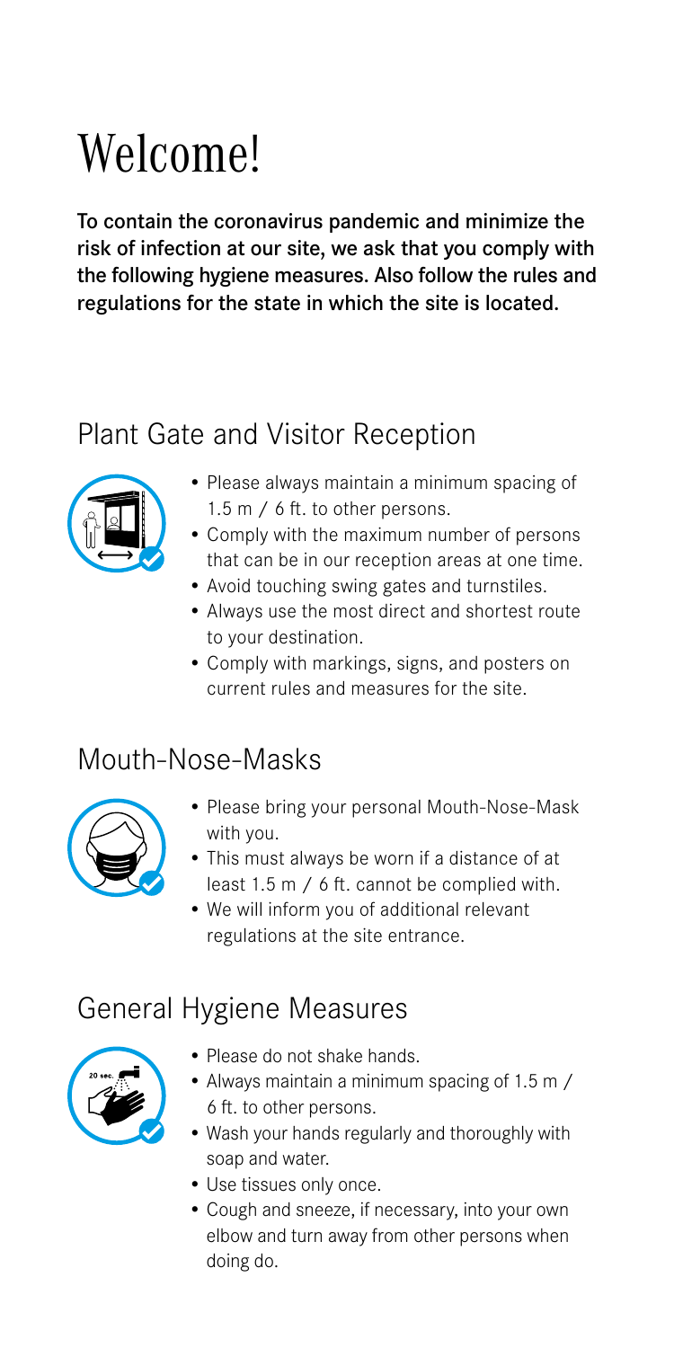# Welcome!

**To contain the coronavirus pandemic and minimize the risk of infection at our site, we ask that you comply with the following hygiene measures. Also follow the rules and regulations for the state in which the site is located.**

## Plant Gate and Visitor Reception

- Please always maintain a minimum spacing of 1.5 m / 6 ft. to other persons.
- Comply with the maximum number of persons that can be in our reception areas at one time.
- Avoid touching swing gates and turnstiles.
- Always use the most direct and shortest route to your destination.
- Comply with markings, signs, and posters on current rules and measures for the site.

## Mouth-Nose-Masks

- Please bring your personal Mouth-Nose-Mask with you.
- This must always be worn if a distance of at least 1.5 m / 6 ft. cannot be complied with.
- We will inform you of additional relevant regulations at the site entrance.

## General Hygiene Measures

- Please do not shake hands.
- Always maintain a minimum spacing of 1.5 m / 6 ft. to other persons.
- Wash your hands regularly and thoroughly with soap and water.
- Use tissues only once.
- Cough and sneeze, if necessary, into your own elbow and turn away from other persons when doing do.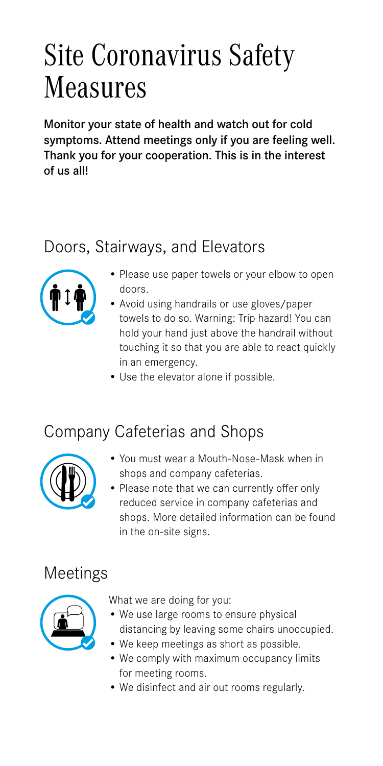# Site Coronavirus Safety Measures

**Monitor your state of health and watch out for cold symptoms. Attend meetings only if you are feeling well. Thank you for your cooperation. This is in the interest of us all!**

## Doors, Stairways, and Elevators

- Please use paper towels or your elbow to open doors.
- Avoid using handrails or use gloves/paper towels to do so. Warning: Trip hazard! You can hold your hand just above the handrail without touching it so that you are able to react quickly in an emergency.
- Use the elevator alone if possible.

## Company Cafeterias and Shops

- You must wear a Mouth-Nose-Mask when in shops and company cafeterias.
- Please note that we can currently offer only reduced service in company cafeterias and shops. More detailed information can be found in the on-site signs.

## Meetings

What we are doing for you:

- We use large rooms to ensure physical distancing by leaving some chairs unoccupied.
- We keep meetings as short as possible.
- We comply with maximum occupancy limits for meeting rooms.
- We disinfect and air out rooms regularly.